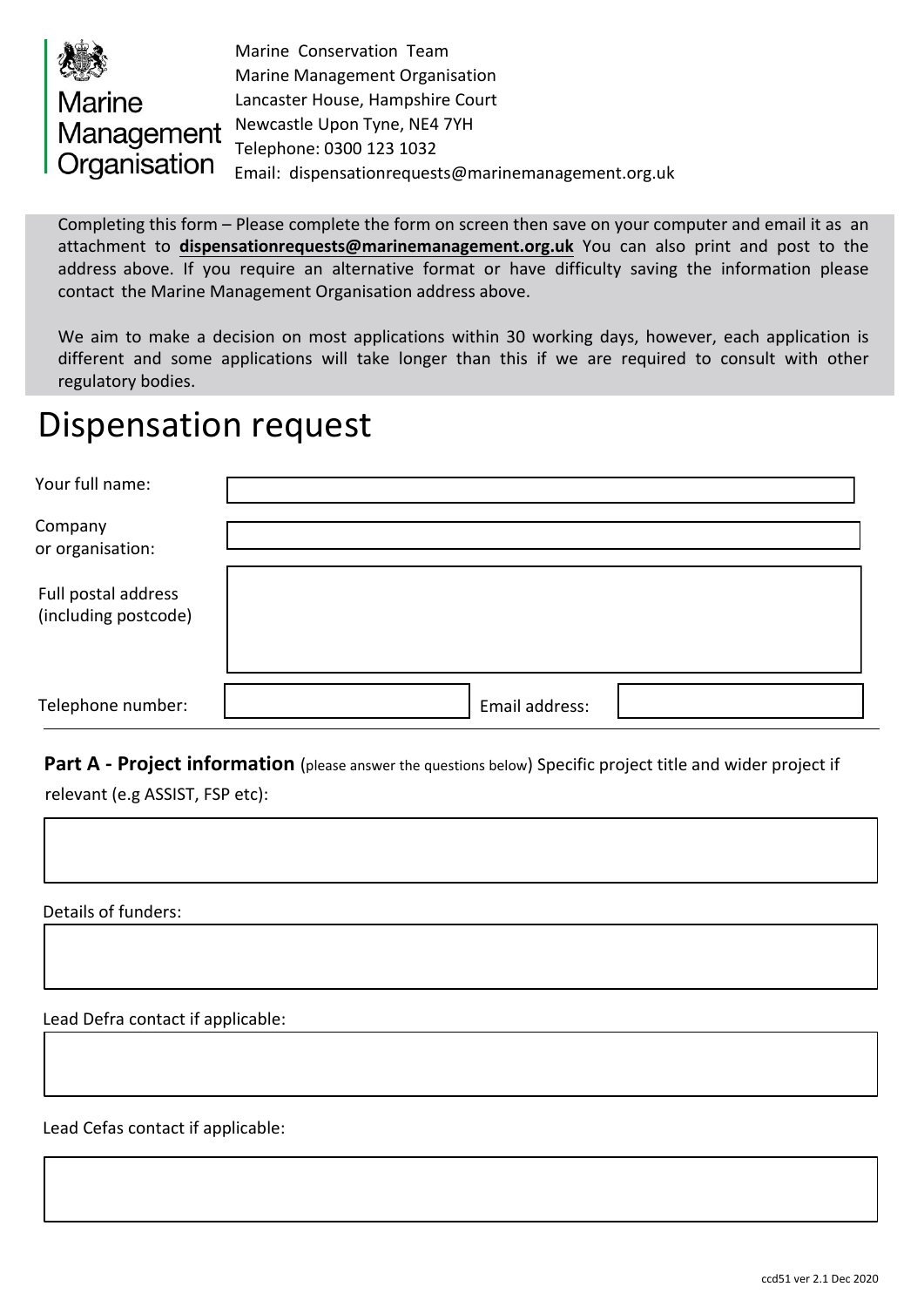Marine Management Organisation

Marine Conservation Team
Marine Management Organisation
Lancaster House, Hampshire Court
Newcastle Upon Tyne, NE4 7YH
Telephone: 0300 123 1032
Email: dispensationrequests@marinemanagement.org.uk

Completing this form – Please complete the form on screen then save on your computer and email it as an attachment to **dispensationrequests@marinemanagement.org.uk** You can also print and post to the address above. If you require an alternative format or have difficulty saving the information please contact the Marine Management Organisation address above.

We aim to make a decision on most applications within 30 working days, however, each application is different and some applications will take longer than this if we are required to consult with other regulatory bodies.

# Dispensation request

Your full name:

Company or organisation:

Full postal address (including postcode)

Telephone number: | Email address:

**Part A - Project information** (please answer the questions below) Specific project title and wider project if relevant (e.g ASSIST, FSP etc):

Details of funders:

Lead Defra contact if applicable:

Lead Cefas contact if applicable:

ccd51 ver 2.1 Dec 2020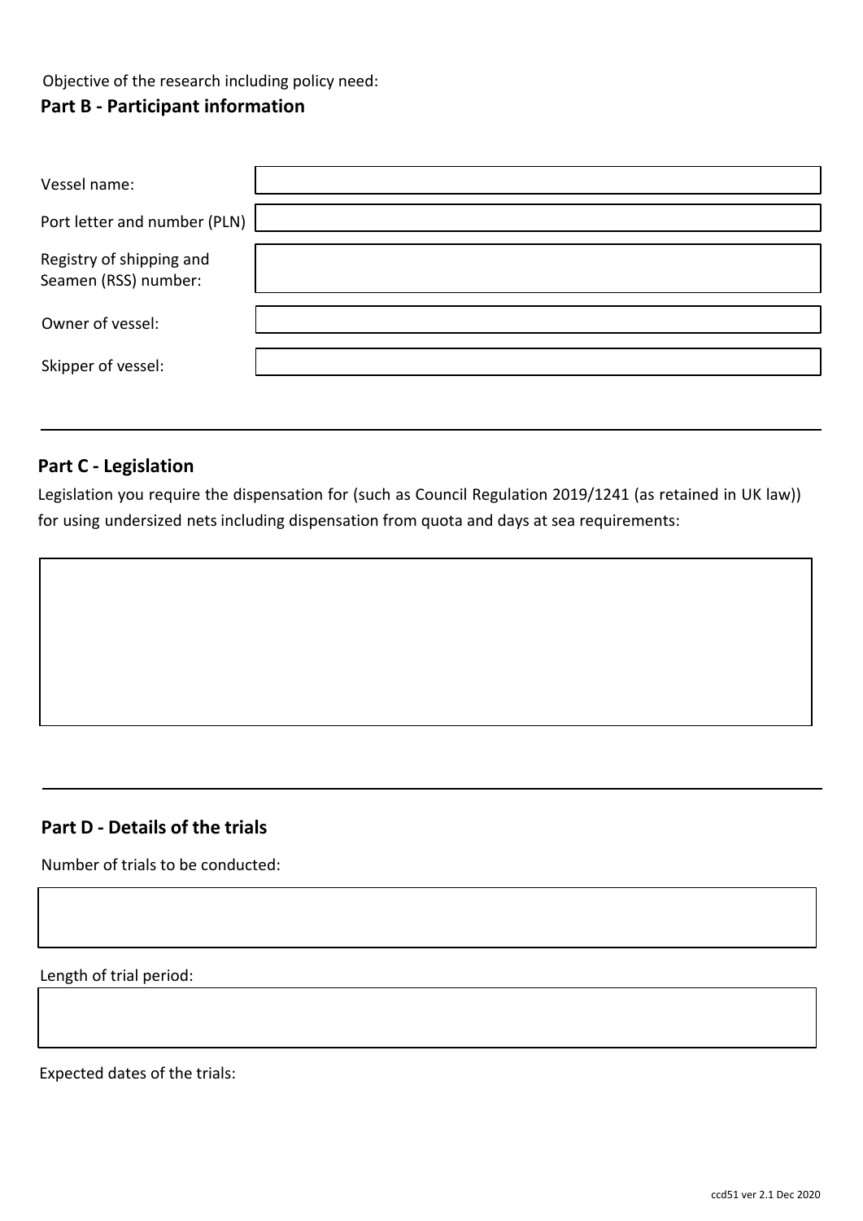Objective of the research including policy need:

## Part B - Participant information

| | |
|---|---|
| Vessel name: | |
| Port letter and number (PLN) | |
| Registry of shipping and Seamen (RSS) number: | |
| Owner of vessel: | |
| Skipper of vessel: | |

---

## Part C - Legislation

Legislation you require the dispensation for (such as Council Regulation 2019/1241 (as retained in UK law)) for using undersized nets including dispensation from quota and days at sea requirements:

---

## Part D - Details of the trials

Number of trials to be conducted:

Length of trial period:

Expected dates of the trials: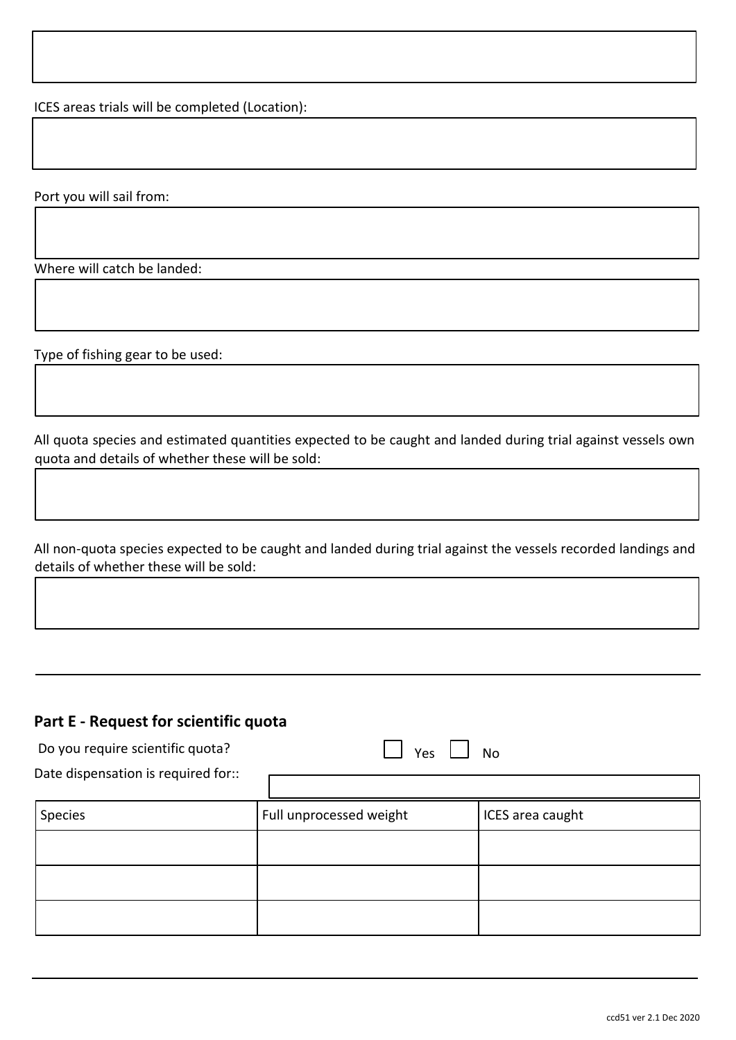ICES areas trials will be completed (Location):

Port you will sail from:

Where will catch be landed:

Type of fishing gear to be used:

All quota species and estimated quantities expected to be caught and landed during trial against vessels own quota and details of whether these will be sold:

All non-quota species expected to be caught and landed during trial against the vessels recorded landings and details of whether these will be sold:

---

## Part E - Request for scientific quota

Do you require scientific quota? ☐ Yes ☐ No

Date dispensation is required for::

| Species | Full unprocessed weight | ICES area caught |
|---|---|---|
| | | |
| | | |
| | | |

ccd51 ver 2.1 Dec 2020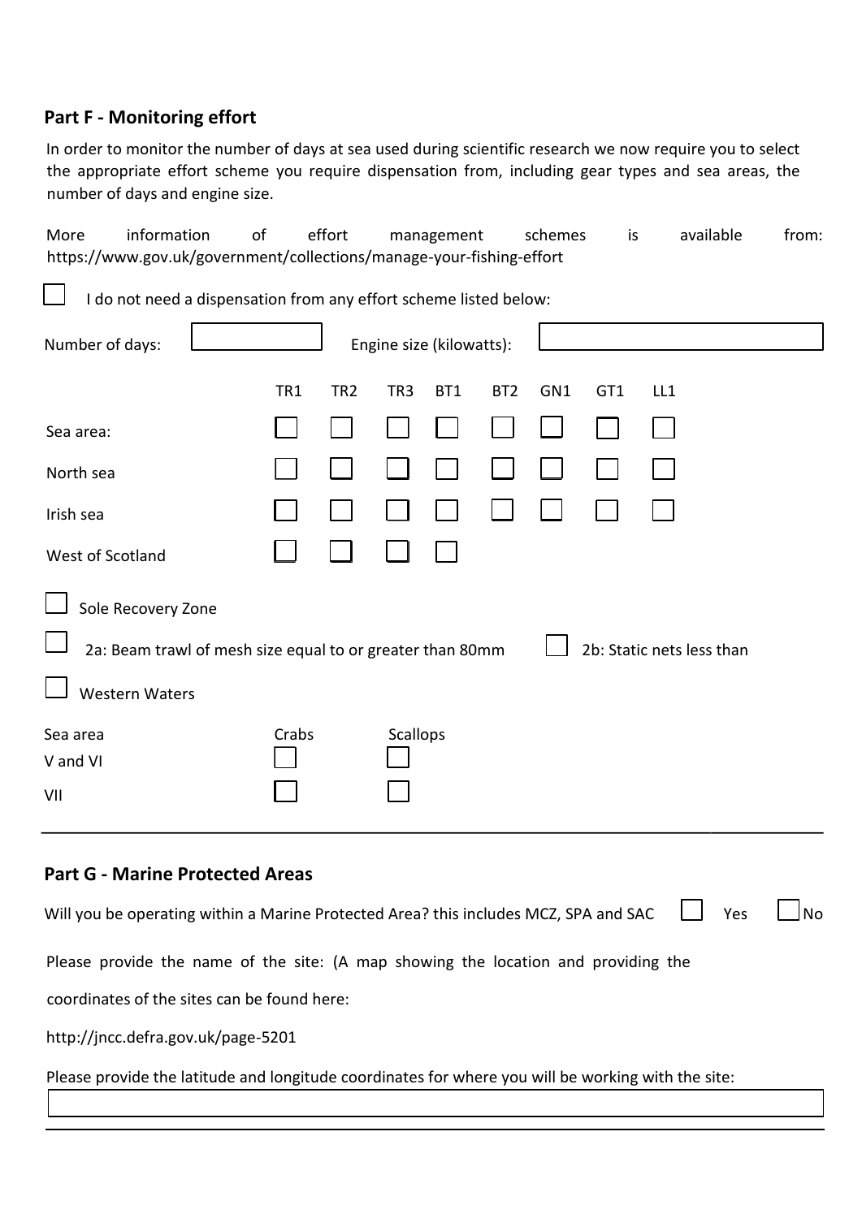## Part F - Monitoring effort

In order to monitor the number of days at sea used during scientific research we now require you to select the appropriate effort scheme you require dispensation from, including gear types and sea areas, the number of days and engine size.

More information of effort management schemes is available from: https://www.gov.uk/government/collections/manage-your-fishing-effort

☐ I do not need a dispensation from any effort scheme listed below:

Number of days: ____________ Engine size (kilowatts): ____________

| | TR1 | TR2 | TR3 | BT1 | BT2 | GN1 | GT1 | LL1 |
|---|---|---|---|---|---|---|---|---|
| Sea area: | ☐ | ☐ | ☐ | ☐ | ☐ | ☐ | ☐ | ☐ |
| North sea | ☐ | ☐ | ☐ | ☐ | ☐ | ☐ | ☐ | ☐ |
| Irish sea | ☐ | ☐ | ☐ | ☐ | ☐ | ☐ | ☐ | ☐ |
| West of Scotland | ☐ | ☐ | ☐ | ☐ | | | | |

☐ Sole Recovery Zone

☐ 2a: Beam trawl of mesh size equal to or greater than 80mm ☐ 2b: Static nets less than

☐ Western Waters

| Sea area | Crabs | Scallops |
|---|---|---|
| V and VI | ☐ | ☐ |
| VII | ☐ | ☐ |

---

## Part G - Marine Protected Areas

Will you be operating within a Marine Protected Area? this includes MCZ, SPA and SAC ☐ Yes ☐ No

Please provide the name of the site: (A map showing the location and providing the coordinates of the sites can be found here:

http://jncc.defra.gov.uk/page-5201

Please provide the latitude and longitude coordinates for where you will be working with the site:

____________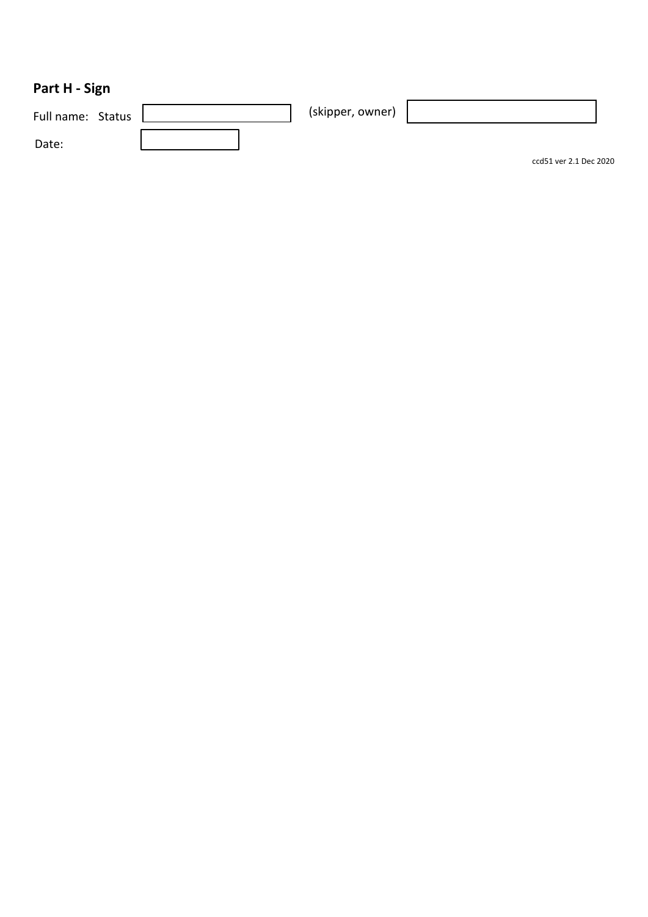## Part H - Sign

Full name: Status ____________ (skipper, owner) ____________

Date: ____________

ccd51 ver 2.1 Dec 2020